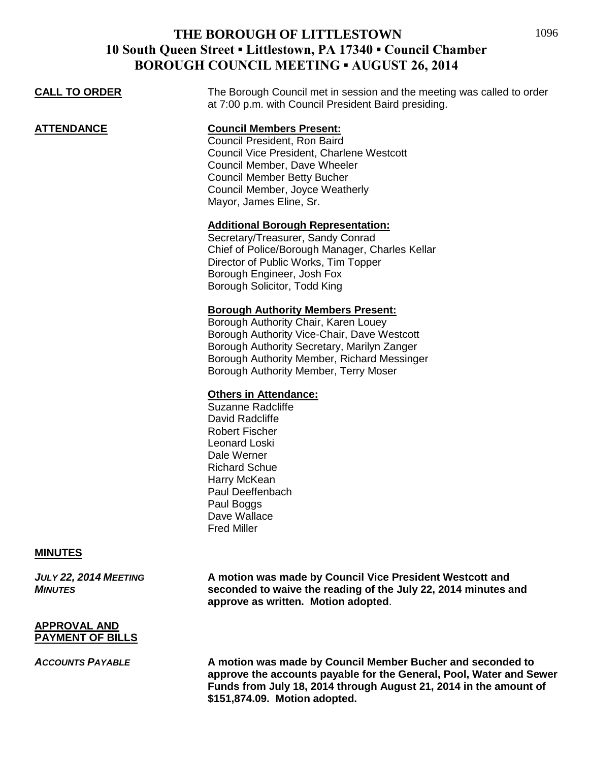# THE BOROUGH OF LITTLESTOWN
## 10 South Queen Street ▪ Littlestown, PA 17340 ▪ Council Chamber
## BOROUGH COUNCIL MEETING ▪ AUGUST 26, 2014

**CALL TO ORDER**

The Borough Council met in session and the meeting was called to order at 7:00 p.m. with Council President Baird presiding.

**ATTENDANCE**

**Council Members Present:**
Council President, Ron Baird
Council Vice President, Charlene Westcott
Council Member, Dave Wheeler
Council Member Betty Bucher
Council Member, Joyce Weatherly
Mayor, James Eline, Sr.

**Additional Borough Representation:**
Secretary/Treasurer, Sandy Conrad
Chief of Police/Borough Manager, Charles Kellar
Director of Public Works, Tim Topper
Borough Engineer, Josh Fox
Borough Solicitor, Todd King

**Borough Authority Members Present:**
Borough Authority Chair, Karen Louey
Borough Authority Vice-Chair, Dave Westcott
Borough Authority Secretary, Marilyn Zanger
Borough Authority Member, Richard Messinger
Borough Authority Member, Terry Moser

**Others in Attendance:**
Suzanne Radcliffe
David Radcliffe
Robert Fischer
Leonard Loski
Dale Werner
Richard Schue
Harry McKean
Paul Deeffenbach
Paul Boggs
Dave Wallace
Fred Miller

**MINUTES**

***JULY 22, 2014 MEETING MINUTES***

**A motion was made by Council Vice President Westcott and seconded to waive the reading of the July 22, 2014 minutes and approve as written. Motion adopted**.

**APPROVAL AND PAYMENT OF BILLS**

***ACCOUNTS PAYABLE***

**A motion was made by Council Member Bucher and seconded to approve the accounts payable for the General, Pool, Water and Sewer Funds from July 18, 2014 through August 21, 2014 in the amount of $151,874.09. Motion adopted.**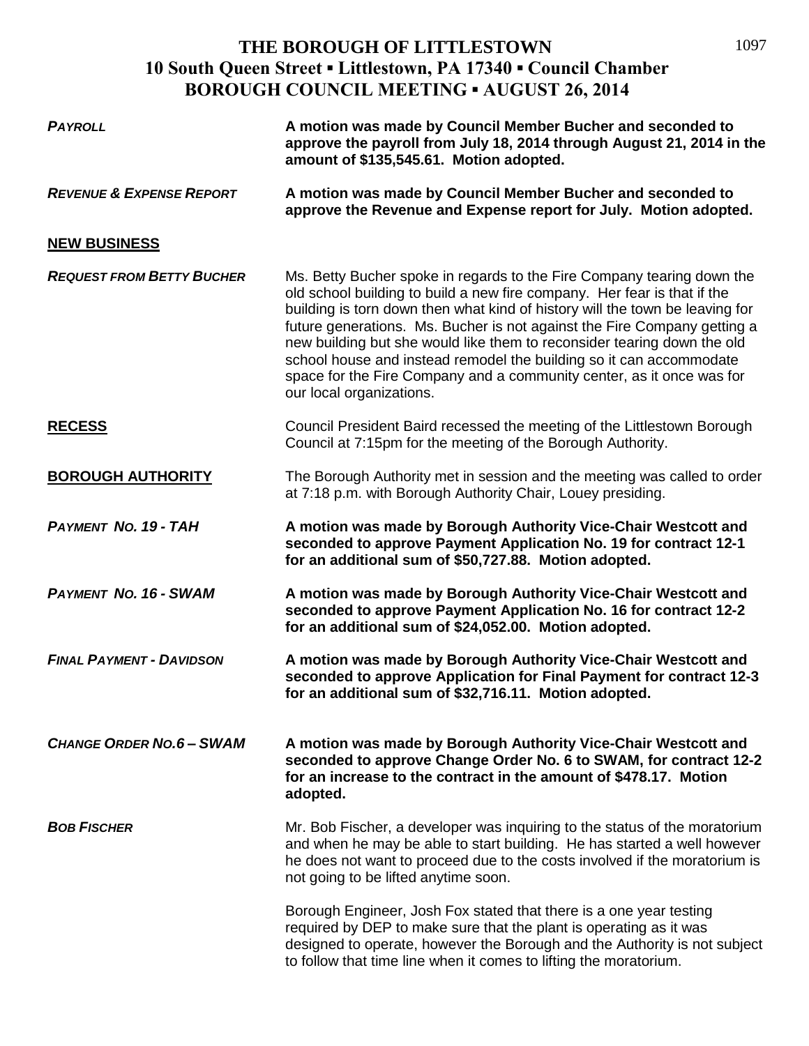# THE BOROUGH OF LITTLESTOWN
## 10 South Queen Street ▪ Littlestown, PA 17340 ▪ Council Chamber
## BOROUGH COUNCIL MEETING ▪ AUGUST 26, 2014

***PAYROLL*** — **A motion was made by Council Member Bucher and seconded to approve the payroll from July 18, 2014 through August 21, 2014 in the amount of $135,545.61. Motion adopted.**

***REVENUE & EXPENSE REPORT*** — **A motion was made by Council Member Bucher and seconded to approve the Revenue and Expense report for July. Motion adopted.**

**NEW BUSINESS**

***REQUEST FROM BETTY BUCHER*** — Ms. Betty Bucher spoke in regards to the Fire Company tearing down the old school building to build a new fire company. Her fear is that if the building is torn down then what kind of history will the town be leaving for future generations. Ms. Bucher is not against the Fire Company getting a new building but she would like them to reconsider tearing down the old school house and instead remodel the building so it can accommodate space for the Fire Company and a community center, as it once was for our local organizations.

**RECESS** — Council President Baird recessed the meeting of the Littlestown Borough Council at 7:15pm for the meeting of the Borough Authority.

**BOROUGH AUTHORITY** — The Borough Authority met in session and the meeting was called to order at 7:18 p.m. with Borough Authority Chair, Louey presiding.

***PAYMENT NO. 19 - TAH*** — **A motion was made by Borough Authority Vice-Chair Westcott and seconded to approve Payment Application No. 19 for contract 12-1 for an additional sum of $50,727.88. Motion adopted.**

***PAYMENT NO. 16 - SWAM*** — **A motion was made by Borough Authority Vice-Chair Westcott and seconded to approve Payment Application No. 16 for contract 12-2 for an additional sum of $24,052.00. Motion adopted.**

***FINAL PAYMENT - DAVIDSON*** — **A motion was made by Borough Authority Vice-Chair Westcott and seconded to approve Application for Final Payment for contract 12-3 for an additional sum of $32,716.11. Motion adopted.**

***CHANGE ORDER NO.6 – SWAM*** — **A motion was made by Borough Authority Vice-Chair Westcott and seconded to approve Change Order No. 6 to SWAM, for contract 12-2 for an increase to the contract in the amount of $478.17. Motion adopted.**

***BOB FISCHER*** — Mr. Bob Fischer, a developer was inquiring to the status of the moratorium and when he may be able to start building. He has started a well however he does not want to proceed due to the costs involved if the moratorium is not going to be lifted anytime soon.

Borough Engineer, Josh Fox stated that there is a one year testing required by DEP to make sure that the plant is operating as it was designed to operate, however the Borough and the Authority is not subject to follow that time line when it comes to lifting the moratorium.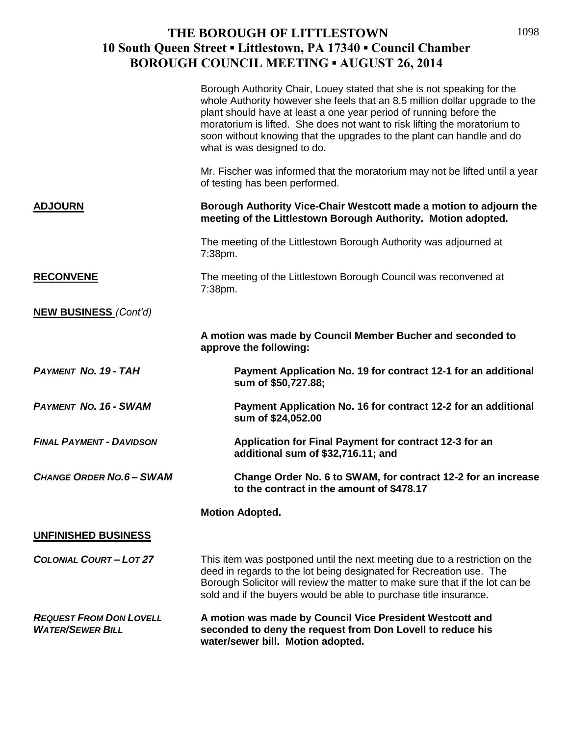Borough Authority Chair, Louey stated that she is not speaking for the whole Authority however she feels that an 8.5 million dollar upgrade to the plant should have at least a one year period of running before the moratorium is lifted. She does not want to risk lifting the moratorium to soon without knowing that the upgrades to the plant can handle and do what is was designed to do.

Mr. Fischer was informed that the moratorium may not be lifted until a year of testing has been performed.

**ADJOURN**

**Borough Authority Vice-Chair Westcott made a motion to adjourn the meeting of the Littlestown Borough Authority. Motion adopted.**

The meeting of the Littlestown Borough Authority was adjourned at 7:38pm.

**RECONVENE**

The meeting of the Littlestown Borough Council was reconvened at 7:38pm.

**NEW BUSINESS** *(Cont'd)*

**A motion was made by Council Member Bucher and seconded to approve the following:**

***PAYMENT NO. 19 - TAH*** — **Payment Application No. 19 for contract 12-1 for an additional sum of $50,727.88;**

***PAYMENT NO. 16 - SWAM*** — **Payment Application No. 16 for contract 12-2 for an additional sum of $24,052.00**

***FINAL PAYMENT - DAVIDSON*** — **Application for Final Payment for contract 12-3 for an additional sum of $32,716.11; and**

***CHANGE ORDER NO.6 – SWAM*** — **Change Order No. 6 to SWAM, for contract 12-2 for an increase to the contract in the amount of $478.17**

**Motion Adopted.**

**UNFINISHED BUSINESS**

***COLONIAL COURT – LOT 27***

This item was postponed until the next meeting due to a restriction on the deed in regards to the lot being designated for Recreation use. The Borough Solicitor will review the matter to make sure that if the lot can be sold and if the buyers would be able to purchase title insurance.

***REQUEST FROM DON LOVELL WATER/SEWER BILL***

**A motion was made by Council Vice President Westcott and seconded to deny the request from Don Lovell to reduce his water/sewer bill. Motion adopted.**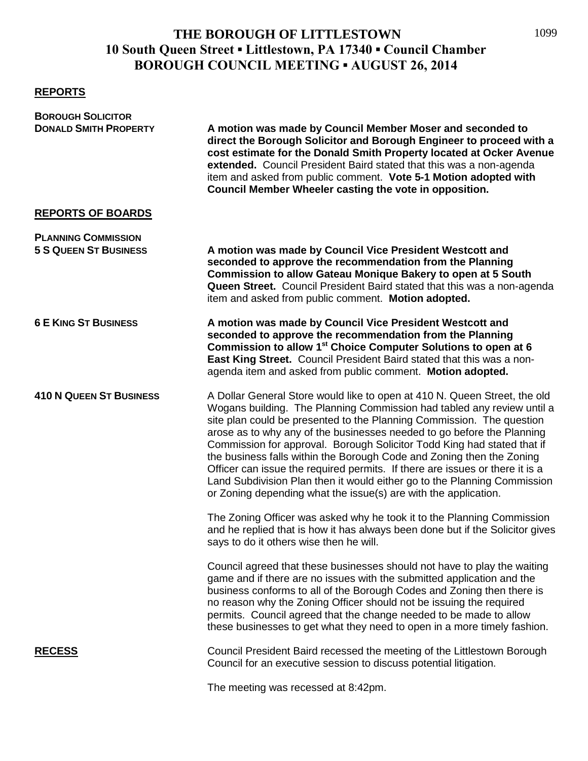# THE BOROUGH OF LITTLESTOWN
## 10 South Queen Street ▪ Littlestown, PA 17340 ▪ Council Chamber
## BOROUGH COUNCIL MEETING ▪ AUGUST 26, 2014

**REPORTS**

**BOROUGH SOLICITOR**

**DONALD SMITH PROPERTY**

**A motion was made by Council Member Moser and seconded to direct the Borough Solicitor and Borough Engineer to proceed with a cost estimate for the Donald Smith Property located at Ocker Avenue extended.** Council President Baird stated that this was a non-agenda item and asked from public comment. **Vote 5-1 Motion adopted with Council Member Wheeler casting the vote in opposition.**

**REPORTS OF BOARDS**

**PLANNING COMMISSION**

**5 S QUEEN ST BUSINESS**

**A motion was made by Council Vice President Westcott and seconded to approve the recommendation from the Planning Commission to allow Gateau Monique Bakery to open at 5 South Queen Street.** Council President Baird stated that this was a non-agenda item and asked from public comment. **Motion adopted.**

**6 E KING ST BUSINESS**

**A motion was made by Council Vice President Westcott and seconded to approve the recommendation from the Planning Commission to allow 1st Choice Computer Solutions to open at 6 East King Street.** Council President Baird stated that this was a non-agenda item and asked from public comment. **Motion adopted.**

**410 N QUEEN ST BUSINESS**

A Dollar General Store would like to open at 410 N. Queen Street, the old Wogans building. The Planning Commission had tabled any review until a site plan could be presented to the Planning Commission. The question arose as to why any of the businesses needed to go before the Planning Commission for approval. Borough Solicitor Todd King had stated that if the business falls within the Borough Code and Zoning then the Zoning Officer can issue the required permits. If there are issues or there it is a Land Subdivision Plan then it would either go to the Planning Commission or Zoning depending what the issue(s) are with the application.

The Zoning Officer was asked why he took it to the Planning Commission and he replied that is how it has always been done but if the Solicitor gives says to do it others wise then he will.

Council agreed that these businesses should not have to play the waiting game and if there are no issues with the submitted application and the business conforms to all of the Borough Codes and Zoning then there is no reason why the Zoning Officer should not be issuing the required permits. Council agreed that the change needed to be made to allow these businesses to get what they need to open in a more timely fashion.

**RECESS**

Council President Baird recessed the meeting of the Littlestown Borough Council for an executive session to discuss potential litigation.

The meeting was recessed at 8:42pm.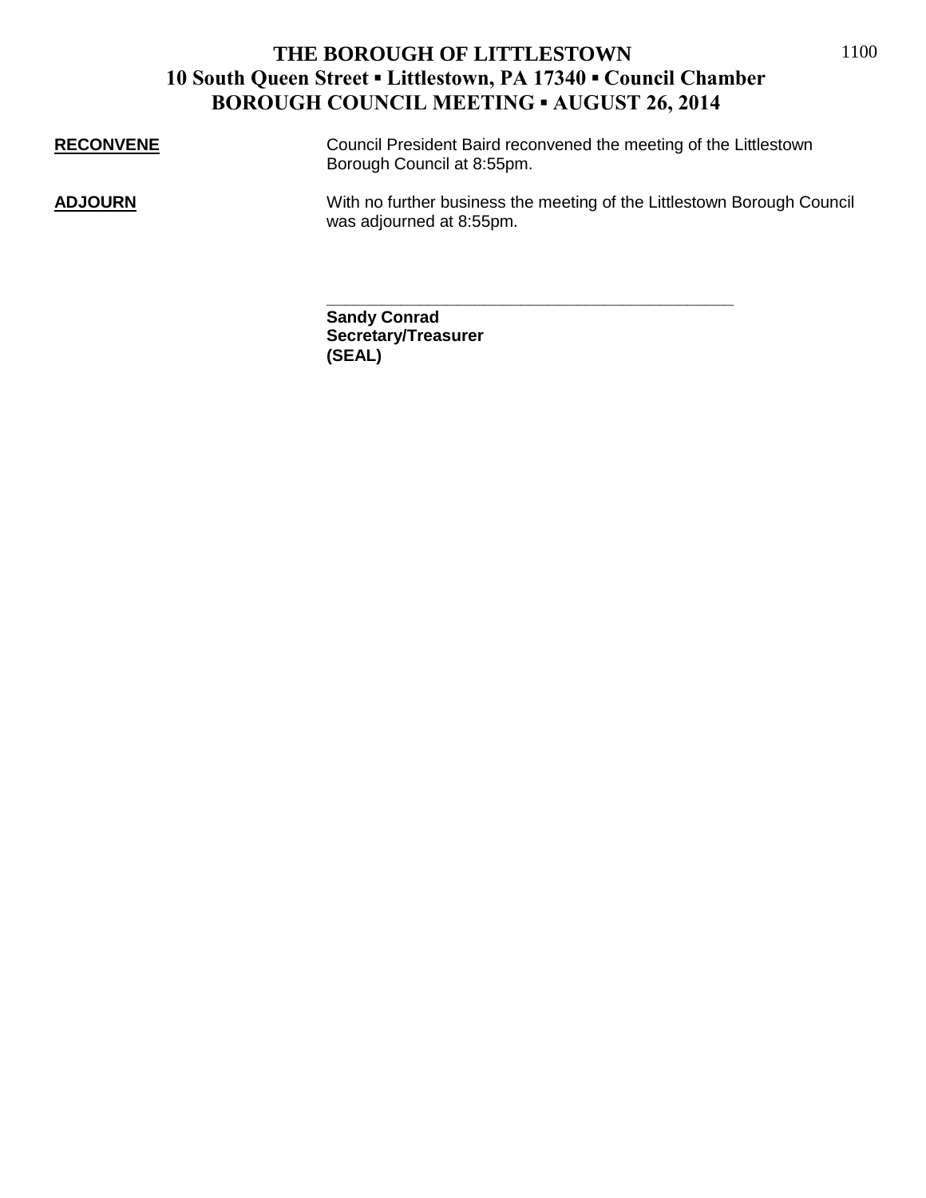**RECONVENE** Council President Baird reconvened the meeting of the Littlestown Borough Council at 8:55pm.

**ADJOURN** With no further business the meeting of the Littlestown Borough Council was adjourned at 8:55pm.

\_\_\_\_\_\_\_\_\_\_\_\_\_\_\_\_\_\_\_\_\_\_\_\_\_\_\_\_\_\_\_\_\_\_\_\_\_\_\_\_\_\_\_\_

**Sandy Conrad**
**Secretary/Treasurer**
**(SEAL)**